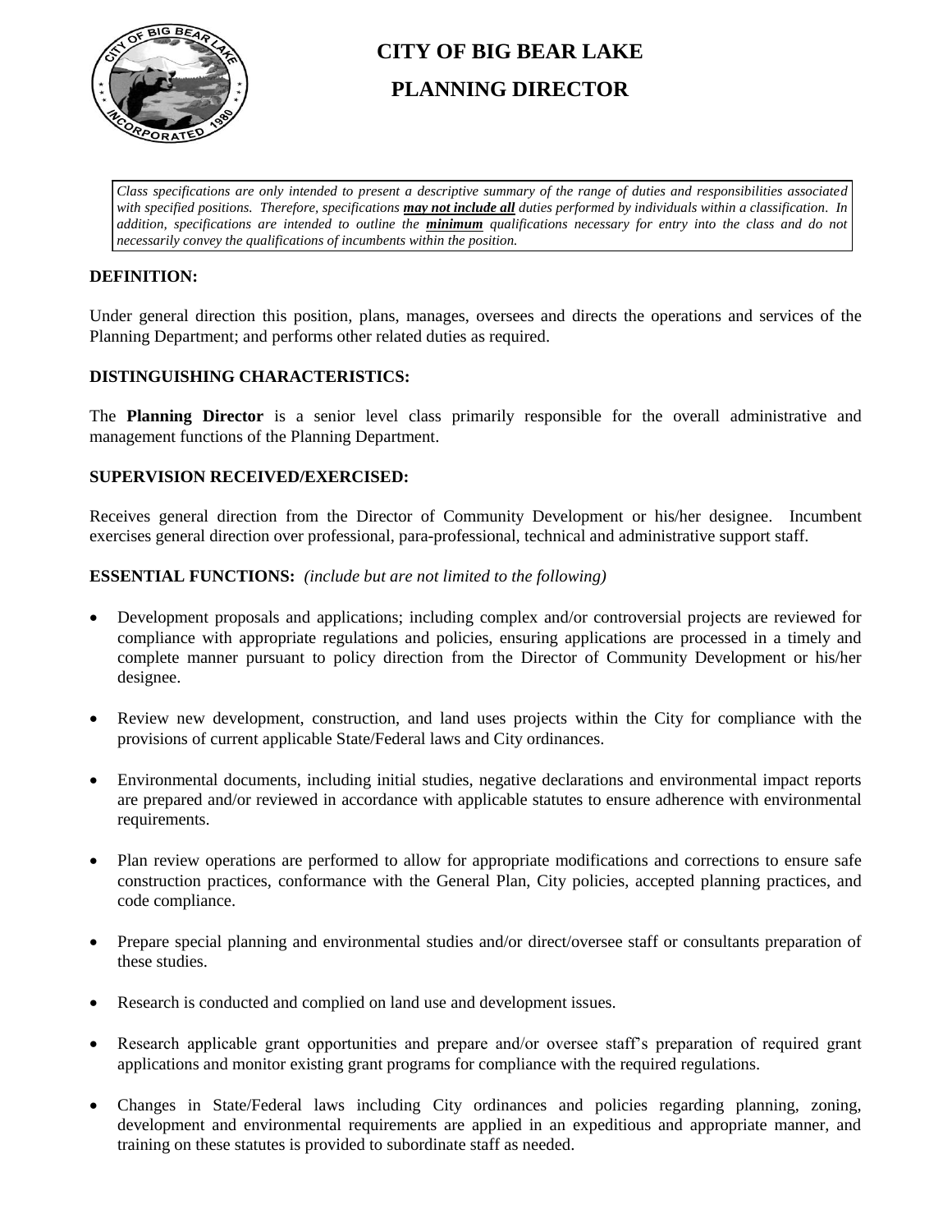# CITY OF BIG BEAR LAKE

# PLANNING DIRECTOR

*Class specifications are only intended to present a descriptive summary of the range of duties and responsibilities associated with specified positions. Therefore, specifications **may not include all** duties performed by individuals within a classification. In addition, specifications are intended to outline the **minimum** qualifications necessary for entry into the class and do not necessarily convey the qualifications of incumbents within the position.*

**DEFINITION:**

Under general direction this position, plans, manages, oversees and directs the operations and services of the Planning Department; and performs other related duties as required.

**DISTINGUISHING CHARACTERISTICS:**

The **Planning Director** is a senior level class primarily responsible for the overall administrative and management functions of the Planning Department.

**SUPERVISION RECEIVED/EXERCISED:**

Receives general direction from the Director of Community Development or his/her designee. Incumbent exercises general direction over professional, para-professional, technical and administrative support staff.

**ESSENTIAL FUNCTIONS:** *(include but are not limited to the following)*

- Development proposals and applications; including complex and/or controversial projects are reviewed for compliance with appropriate regulations and policies, ensuring applications are processed in a timely and complete manner pursuant to policy direction from the Director of Community Development or his/her designee.
- Review new development, construction, and land uses projects within the City for compliance with the provisions of current applicable State/Federal laws and City ordinances.
- Environmental documents, including initial studies, negative declarations and environmental impact reports are prepared and/or reviewed in accordance with applicable statutes to ensure adherence with environmental requirements.
- Plan review operations are performed to allow for appropriate modifications and corrections to ensure safe construction practices, conformance with the General Plan, City policies, accepted planning practices, and code compliance.
- Prepare special planning and environmental studies and/or direct/oversee staff or consultants preparation of these studies.
- Research is conducted and complied on land use and development issues.
- Research applicable grant opportunities and prepare and/or oversee staff's preparation of required grant applications and monitor existing grant programs for compliance with the required regulations.
- Changes in State/Federal laws including City ordinances and policies regarding planning, zoning, development and environmental requirements are applied in an expeditious and appropriate manner, and training on these statutes is provided to subordinate staff as needed.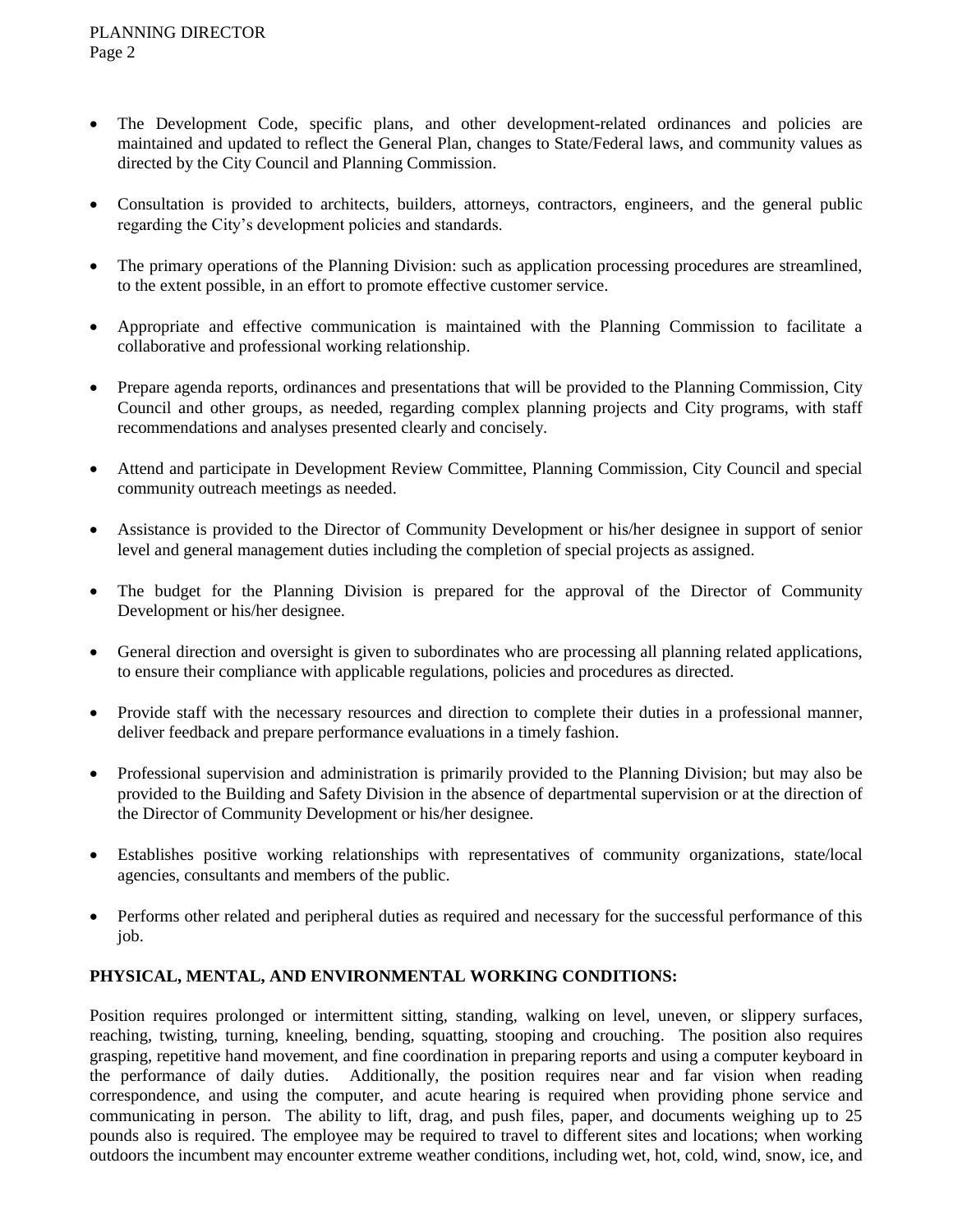- The Development Code, specific plans, and other development-related ordinances and policies are maintained and updated to reflect the General Plan, changes to State/Federal laws, and community values as directed by the City Council and Planning Commission.

- Consultation is provided to architects, builders, attorneys, contractors, engineers, and the general public regarding the City's development policies and standards.

- The primary operations of the Planning Division: such as application processing procedures are streamlined, to the extent possible, in an effort to promote effective customer service.

- Appropriate and effective communication is maintained with the Planning Commission to facilitate a collaborative and professional working relationship.

- Prepare agenda reports, ordinances and presentations that will be provided to the Planning Commission, City Council and other groups, as needed, regarding complex planning projects and City programs, with staff recommendations and analyses presented clearly and concisely.

- Attend and participate in Development Review Committee, Planning Commission, City Council and special community outreach meetings as needed.

- Assistance is provided to the Director of Community Development or his/her designee in support of senior level and general management duties including the completion of special projects as assigned.

- The budget for the Planning Division is prepared for the approval of the Director of Community Development or his/her designee.

- General direction and oversight is given to subordinates who are processing all planning related applications, to ensure their compliance with applicable regulations, policies and procedures as directed.

- Provide staff with the necessary resources and direction to complete their duties in a professional manner, deliver feedback and prepare performance evaluations in a timely fashion.

- Professional supervision and administration is primarily provided to the Planning Division; but may also be provided to the Building and Safety Division in the absence of departmental supervision or at the direction of the Director of Community Development or his/her designee.

- Establishes positive working relationships with representatives of community organizations, state/local agencies, consultants and members of the public.

- Performs other related and peripheral duties as required and necessary for the successful performance of this job.

**PHYSICAL, MENTAL, AND ENVIRONMENTAL WORKING CONDITIONS:**

Position requires prolonged or intermittent sitting, standing, walking on level, uneven, or slippery surfaces, reaching, twisting, turning, kneeling, bending, squatting, stooping and crouching. The position also requires grasping, repetitive hand movement, and fine coordination in preparing reports and using a computer keyboard in the performance of daily duties. Additionally, the position requires near and far vision when reading correspondence, and using the computer, and acute hearing is required when providing phone service and communicating in person. The ability to lift, drag, and push files, paper, and documents weighing up to 25 pounds also is required. The employee may be required to travel to different sites and locations; when working outdoors the incumbent may encounter extreme weather conditions, including wet, hot, cold, wind, snow, ice, and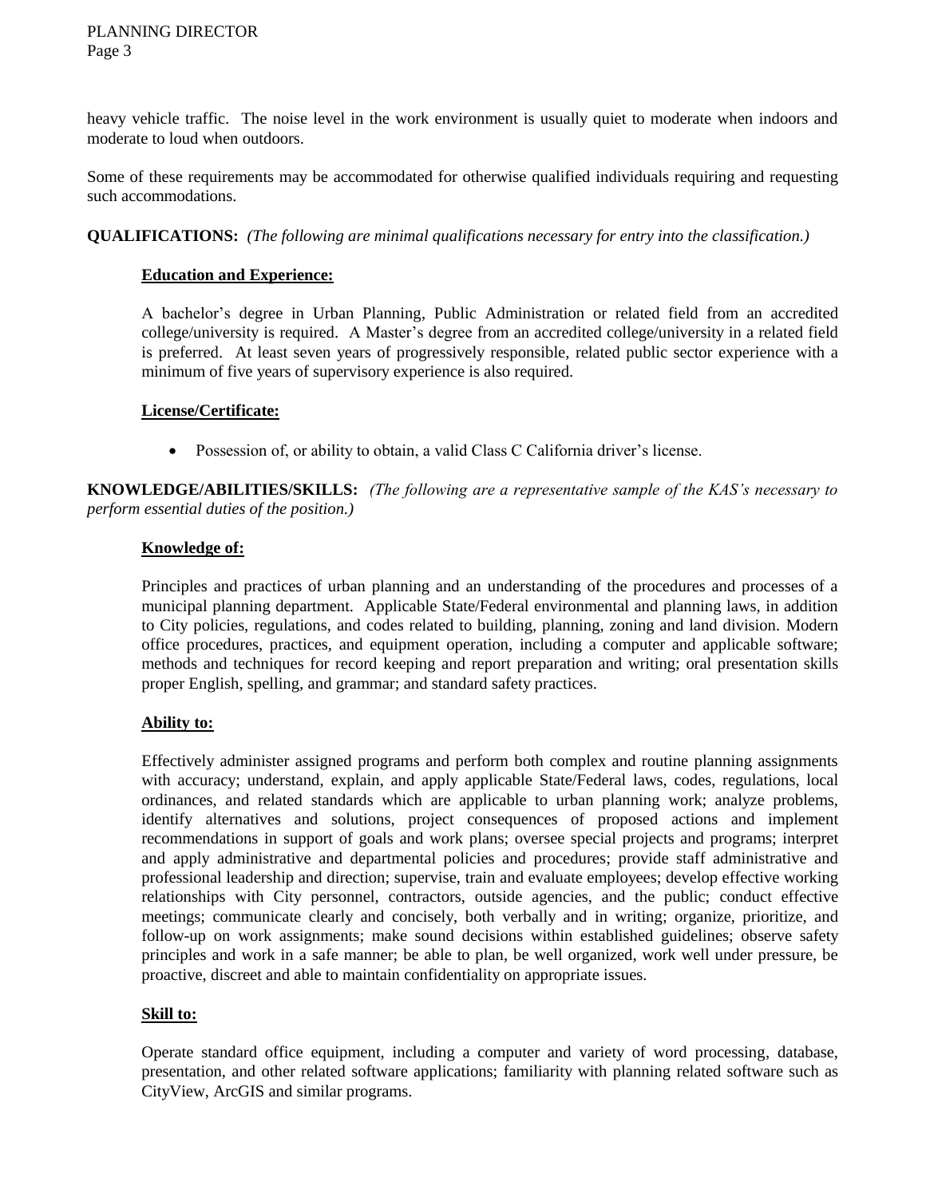heavy vehicle traffic. The noise level in the work environment is usually quiet to moderate when indoors and moderate to loud when outdoors.

Some of these requirements may be accommodated for otherwise qualified individuals requiring and requesting such accommodations.

**QUALIFICATIONS:** *(The following are minimal qualifications necessary for entry into the classification.)*

**Education and Experience:**

A bachelor's degree in Urban Planning, Public Administration or related field from an accredited college/university is required. A Master's degree from an accredited college/university in a related field is preferred. At least seven years of progressively responsible, related public sector experience with a minimum of five years of supervisory experience is also required.

**License/Certificate:**

- Possession of, or ability to obtain, a valid Class C California driver's license.

**KNOWLEDGE/ABILITIES/SKILLS:** *(The following are a representative sample of the KAS's necessary to perform essential duties of the position.)*

**Knowledge of:**

Principles and practices of urban planning and an understanding of the procedures and processes of a municipal planning department. Applicable State/Federal environmental and planning laws, in addition to City policies, regulations, and codes related to building, planning, zoning and land division. Modern office procedures, practices, and equipment operation, including a computer and applicable software; methods and techniques for record keeping and report preparation and writing; oral presentation skills proper English, spelling, and grammar; and standard safety practices.

**Ability to:**

Effectively administer assigned programs and perform both complex and routine planning assignments with accuracy; understand, explain, and apply applicable State/Federal laws, codes, regulations, local ordinances, and related standards which are applicable to urban planning work; analyze problems, identify alternatives and solutions, project consequences of proposed actions and implement recommendations in support of goals and work plans; oversee special projects and programs; interpret and apply administrative and departmental policies and procedures; provide staff administrative and professional leadership and direction; supervise, train and evaluate employees; develop effective working relationships with City personnel, contractors, outside agencies, and the public; conduct effective meetings; communicate clearly and concisely, both verbally and in writing; organize, prioritize, and follow-up on work assignments; make sound decisions within established guidelines; observe safety principles and work in a safe manner; be able to plan, be well organized, work well under pressure, be proactive, discreet and able to maintain confidentiality on appropriate issues.

**Skill to:**

Operate standard office equipment, including a computer and variety of word processing, database, presentation, and other related software applications; familiarity with planning related software such as CityView, ArcGIS and similar programs.